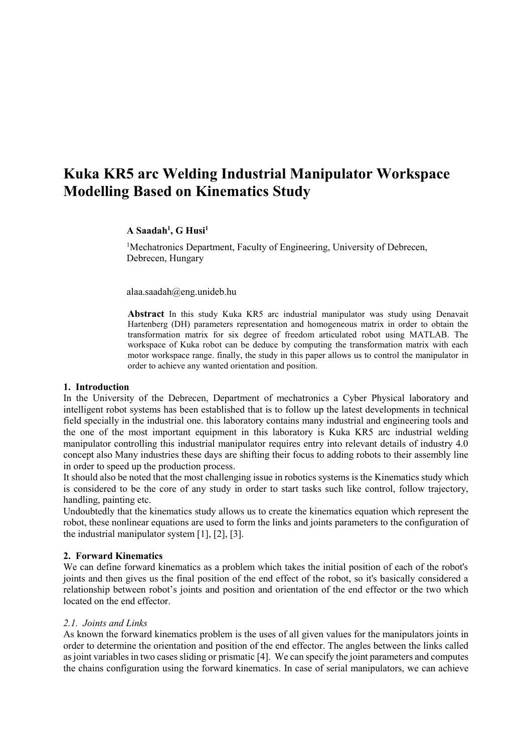# Kuka KR5 arc Welding Industrial Manipulator Workspace Modelling Based on Kinematics Study

**A Saadah[1], G Husi[1]**

[1]Mechatronics Department, Faculty of Engineering, University of Debrecen, Debrecen, Hungary

alaa.saadah@eng.unideb.hu

**Abstract** In this study Kuka KR5 arc industrial manipulator was study using Denavait Hartenberg (DH) parameters representation and homogeneous matrix in order to obtain the transformation matrix for six degree of freedom articulated robot using MATLAB. The workspace of Kuka robot can be deduce by computing the transformation matrix with each motor workspace range. finally, the study in this paper allows us to control the manipulator in order to achieve any wanted orientation and position.

## 1. Introduction

In the University of the Debrecen, Department of mechatronics a Cyber Physical laboratory and intelligent robot systems has been established that is to follow up the latest developments in technical field specially in the industrial one. this laboratory contains many industrial and engineering tools and the one of the most important equipment in this laboratory is Kuka KR5 arc industrial welding manipulator controlling this industrial manipulator requires entry into relevant details of industry 4.0 concept also Many industries these days are shifting their focus to adding robots to their assembly line in order to speed up the production process.

It should also be noted that the most challenging issue in robotics systems is the Kinematics study which is considered to be the core of any study in order to start tasks such like control, follow trajectory, handling, painting etc.

Undoubtedly that the kinematics study allows us to create the kinematics equation which represent the robot, these nonlinear equations are used to form the links and joints parameters to the configuration of the industrial manipulator system [1], [2], [3].

## 2. Forward Kinematics

We can define forward kinematics as a problem which takes the initial position of each of the robot's joints and then gives us the final position of the end effect of the robot, so it's basically considered a relationship between robot's joints and position and orientation of the end effector or the two which located on the end effector.

### *2.1. Joints and Links*

As known the forward kinematics problem is the uses of all given values for the manipulators joints in order to determine the orientation and position of the end effector. The angles between the links called as joint variables in two cases sliding or prismatic [4]. We can specify the joint parameters and computes the chains configuration using the forward kinematics. In case of serial manipulators, we can achieve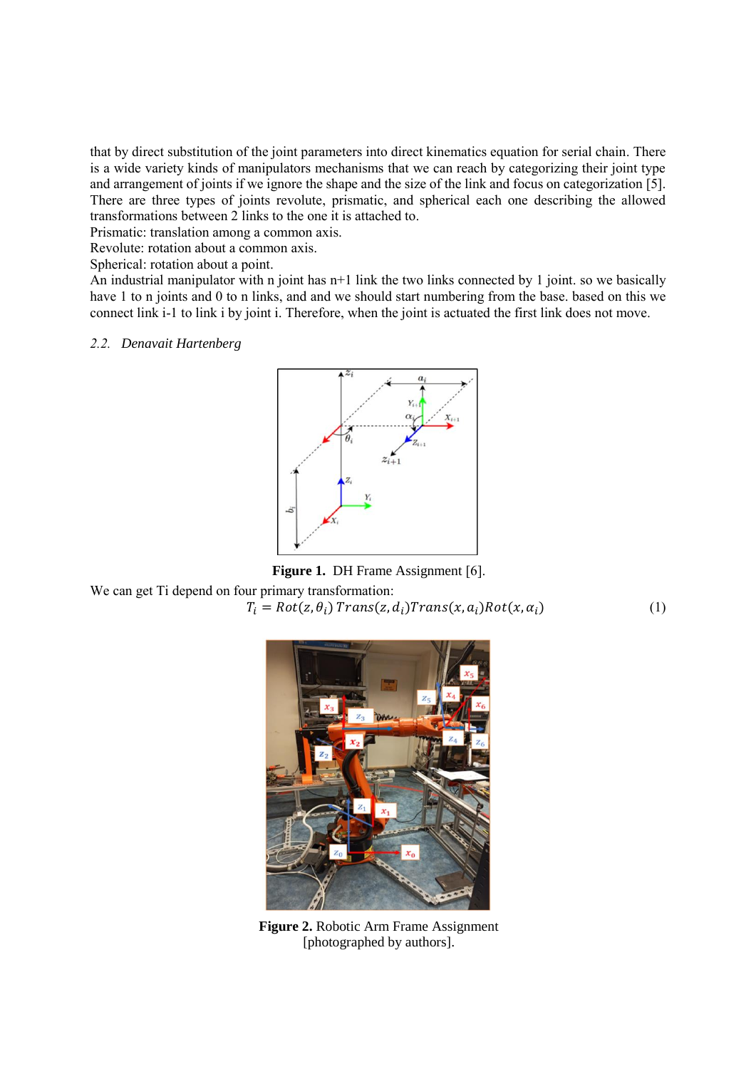that by direct substitution of the joint parameters into direct kinematics equation for serial chain. There is a wide variety kinds of manipulators mechanisms that we can reach by categorizing their joint type and arrangement of joints if we ignore the shape and the size of the link and focus on categorization [5]. There are three types of joints revolute, prismatic, and spherical each one describing the allowed transformations between 2 links to the one it is attached to.

Prismatic: translation among a common axis.

Revolute: rotation about a common axis.

Spherical: rotation about a point.

An industrial manipulator with n joint has n+1 link the two links connected by 1 joint. so we basically have 1 to n joints and 0 to n links, and and we should start numbering from the base. based on this we connect link i-1 to link i by joint i. Therefore, when the joint is actuated the first link does not move.

### *2.2. Denavait Hartenberg*

**Figure 1.** DH Frame Assignment [6].

We can get Ti depend on four primary transformation:

$$T_i = Rot(z, \theta_i)\, Trans(z, d_i) Trans(x, a_i) Rot(x, \alpha_i) \quad (1)$$

**Figure 2.** Robotic Arm Frame Assignment [photographed by authors].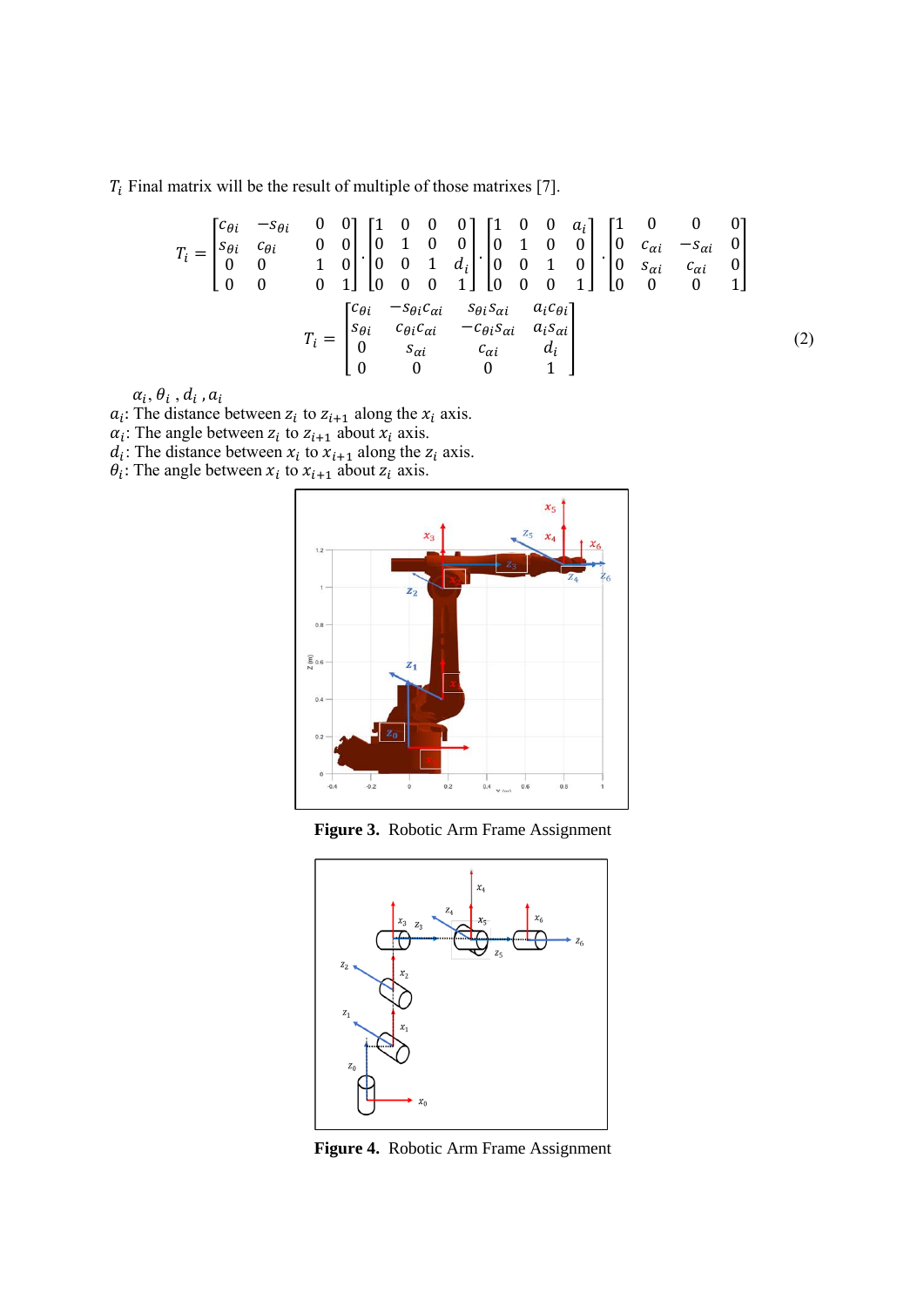$T_i$ Final matrix will be the result of multiple of those matrixes [7].

$$T_i = \begin{bmatrix} c_{\theta i} & -s_{\theta i} & 0 & 0 \\ s_{\theta i} & c_{\theta i} & 0 & 0 \\ 0 & 0 & 1 & 0 \\ 0 & 0 & 0 & 1 \end{bmatrix} \cdot \begin{bmatrix} 1 & 0 & 0 & 0 \\ 0 & 1 & 0 & 0 \\ 0 & 0 & 1 & d_i \\ 0 & 0 & 0 & 1 \end{bmatrix} \cdot \begin{bmatrix} 1 & 0 & 0 & a_i \\ 0 & 1 & 0 & 0 \\ 0 & 0 & 1 & 0 \\ 0 & 0 & 0 & 1 \end{bmatrix} \cdot \begin{bmatrix} 1 & 0 & 0 & 0 \\ 0 & c_{\alpha i} & -s_{\alpha i} & 0 \\ 0 & s_{\alpha i} & c_{\alpha i} & 0 \\ 0 & 0 & 0 & 1 \end{bmatrix}$$

$$T_i = \begin{bmatrix} c_{\theta i} & -s_{\theta i} c_{\alpha i} & s_{\theta i} s_{\alpha i} & a_i c_{\theta i} \\ s_{\theta i} & c_{\theta i} c_{\alpha i} & -c_{\theta i} s_{\alpha i} & a_i s_{\alpha i} \\ 0 & s_{\alpha i} & c_{\alpha i} & d_i \\ 0 & 0 & 0 & 1 \end{bmatrix} \tag{2}$$

$\alpha_i, \theta_i, d_i, a_i$

$a_i$: The distance between $z_i$ to $z_{i+1}$ along the $x_i$ axis.
$\alpha_i$: The angle between $z_i$ to $z_{i+1}$ about $x_i$ axis.
$d_i$: The distance between $x_i$ to $x_{i+1}$ along the $z_i$ axis.
$\theta_i$: The angle between $x_i$ to $x_{i+1}$ about $z_i$ axis.

**Figure 3.** Robotic Arm Frame Assignment

**Figure 4.** Robotic Arm Frame Assignment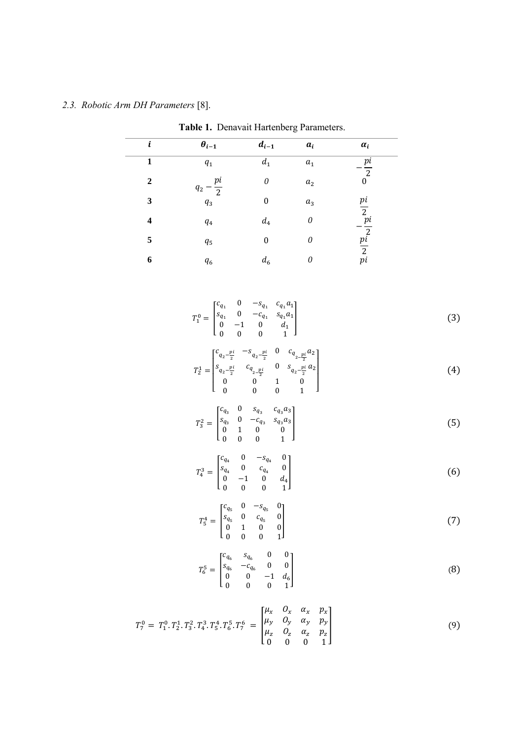*2.3. Robotic Arm DH Parameters* [8].

**Table 1.** Denavait Hartenberg Parameters.

| $i$ | $\theta_{i-1}$ | $d_{i-1}$ | $a_i$ | $\alpha_i$ |
|---|---|---|---|---|
| **1** | $q_1$ | $d_1$ | $a_1$ | $-\frac{pi}{2}$ |
| **2** | $q_2 - \frac{pi}{2}$ | 0 | $a_2$ | 0 |
| **3** | $q_3$ | 0 | $a_3$ | $\frac{pi}{2}$ |
| **4** | $q_4$ | $d_4$ | 0 | $-\frac{pi}{2}$ |
| **5** | $q_5$ | 0 | 0 | $\frac{pi}{2}$ |
| **6** | $q_6$ | $d_6$ | 0 | $pi$ |

$$T_1^0 = \begin{bmatrix} c_{q_1} & 0 & -s_{q_1} & c_{q_1}a_1 \\ s_{q_1} & 0 & -c_{q_1} & s_{q_1}a_1 \\ 0 & -1 & 0 & d_1 \\ 0 & 0 & 0 & 1 \end{bmatrix} \tag{3}$$

$$T_2^1 = \begin{bmatrix} c_{q_2-\frac{pi}{2}} & -s_{q_2-\frac{pi}{2}} & 0 & c_{q_2-\frac{pi}{2}}a_2 \\ s_{q_2-\frac{pi}{2}} & c_{q_2-\frac{pi}{2}} & 0 & s_{q_2-\frac{pi}{2}}a_2 \\ 0 & 0 & 1 & 0 \\ 0 & 0 & 0 & 1 \end{bmatrix} \tag{4}$$

$$T_3^2 = \begin{bmatrix} c_{q_3} & 0 & s_{q_3} & c_{q_3}a_3 \\ s_{q_3} & 0 & -c_{q_3} & s_{q_3}a_3 \\ 0 & 1 & 0 & 0 \\ 0 & 0 & 0 & 1 \end{bmatrix} \tag{5}$$

$$T_4^3 = \begin{bmatrix} c_{q_4} & 0 & -s_{q_4} & 0 \\ s_{q_4} & 0 & c_{q_4} & 0 \\ 0 & -1 & 0 & d_4 \\ 0 & 0 & 0 & 1 \end{bmatrix} \tag{6}$$

$$T_5^4 = \begin{bmatrix} c_{q_5} & 0 & -s_{q_5} & 0 \\ s_{q_5} & 0 & c_{q_5} & 0 \\ 0 & 1 & 0 & 0 \\ 0 & 0 & 0 & 1 \end{bmatrix} \tag{7}$$

$$T_6^5 = \begin{bmatrix} c_{q_6} & s_{q_6} & 0 & 0 \\ s_{q_6} & -c_{q_6} & 0 & 0 \\ 0 & 0 & -1 & d_6 \\ 0 & 0 & 0 & 1 \end{bmatrix} \tag{8}$$

$$T_7^0 = T_1^0 . T_2^1 . T_3^2 . T_4^3 . T_5^4 . T_6^5 . T_7^6 = \begin{bmatrix} \mu_x & O_x & \alpha_x & p_x \\ \mu_y & O_y & \alpha_y & p_y \\ \mu_z & O_z & \alpha_z & p_z \\ 0 & 0 & 0 & 1 \end{bmatrix} \tag{9}$$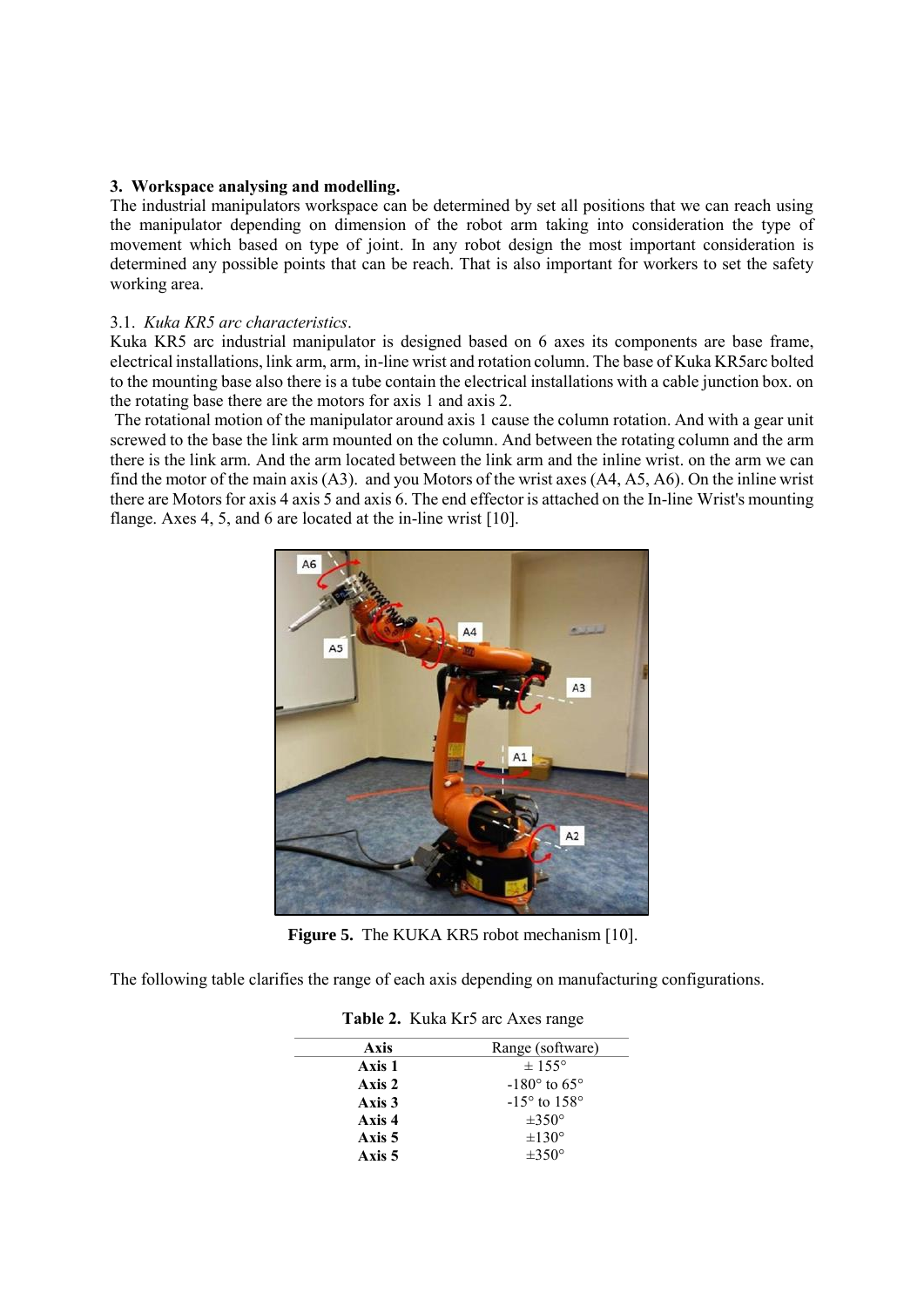### 3. Workspace analysing and modelling.

The industrial manipulators workspace can be determined by set all positions that we can reach using the manipulator depending on dimension of the robot arm taking into consideration the type of movement which based on type of joint. In any robot design the most important consideration is determined any possible points that can be reach. That is also important for workers to set the safety working area.

#### 3.1. *Kuka KR5 arc characteristics*.

Kuka KR5 arc industrial manipulator is designed based on 6 axes its components are base frame, electrical installations, link arm, arm, in-line wrist and rotation column. The base of Kuka KR5arc bolted to the mounting base also there is a tube contain the electrical installations with a cable junction box. on the rotating base there are the motors for axis 1 and axis 2.

The rotational motion of the manipulator around axis 1 cause the column rotation. And with a gear unit screwed to the base the link arm mounted on the column. And between the rotating column and the arm there is the link arm. And the arm located between the link arm and the inline wrist. on the arm we can find the motor of the main axis (A3). and you Motors of the wrist axes (A4, A5, A6). On the inline wrist there are Motors for axis 4 axis 5 and axis 6. The end effector is attached on the In-line Wrist's mounting flange. Axes 4, 5, and 6 are located at the in-line wrist [10].

**Figure 5.** The KUKA KR5 robot mechanism [10].

The following table clarifies the range of each axis depending on manufacturing configurations.

**Table 2.** Kuka Kr5 arc Axes range

| Axis | Range (software) |
|---|---|
| **Axis 1** | ± 155° |
| **Axis 2** | -180° to 65° |
| **Axis 3** | -15° to 158° |
| **Axis 4** | ±350° |
| **Axis 5** | ±130° |
| **Axis 5** | ±350° |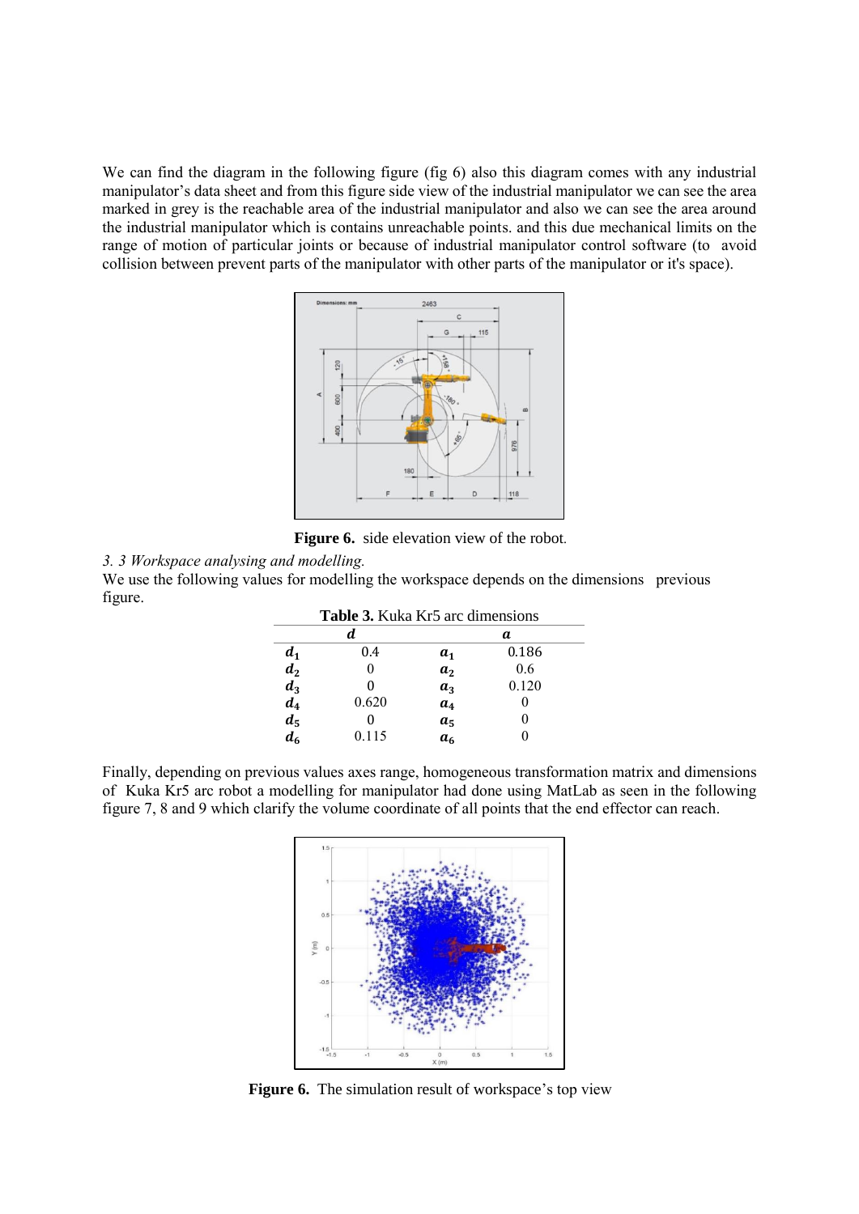We can find the diagram in the following figure (fig 6) also this diagram comes with any industrial manipulator's data sheet and from this figure side view of the industrial manipulator we can see the area marked in grey is the reachable area of the industrial manipulator and also we can see the area around the industrial manipulator which is contains unreachable points. and this due mechanical limits on the range of motion of particular joints or because of industrial manipulator control software (to avoid collision between prevent parts of the manipulator with other parts of the manipulator or it's space).

**Figure 6.** side elevation view of the robot.

*3. 3 Workspace analysing and modelling.*

We use the following values for modelling the workspace depends on the dimensions previous figure.

**Table 3.** Kuka Kr5 arc dimensions

| | $d$ | | $a$ |
|---|---|---|---|
| $d_1$ | 0.4 | $a_1$ | 0.186 |
| $d_2$ | 0 | $a_2$ | 0.6 |
| $d_3$ | 0 | $a_3$ | 0.120 |
| $d_4$ | 0.620 | $a_4$ | 0 |
| $d_5$ | 0 | $a_5$ | 0 |
| $d_6$ | 0.115 | $a_6$ | 0 |

Finally, depending on previous values axes range, homogeneous transformation matrix and dimensions of Kuka Kr5 arc robot a modelling for manipulator had done using MatLab as seen in the following figure 7, 8 and 9 which clarify the volume coordinate of all points that the end effector can reach.

**Figure 6.** The simulation result of workspace's top view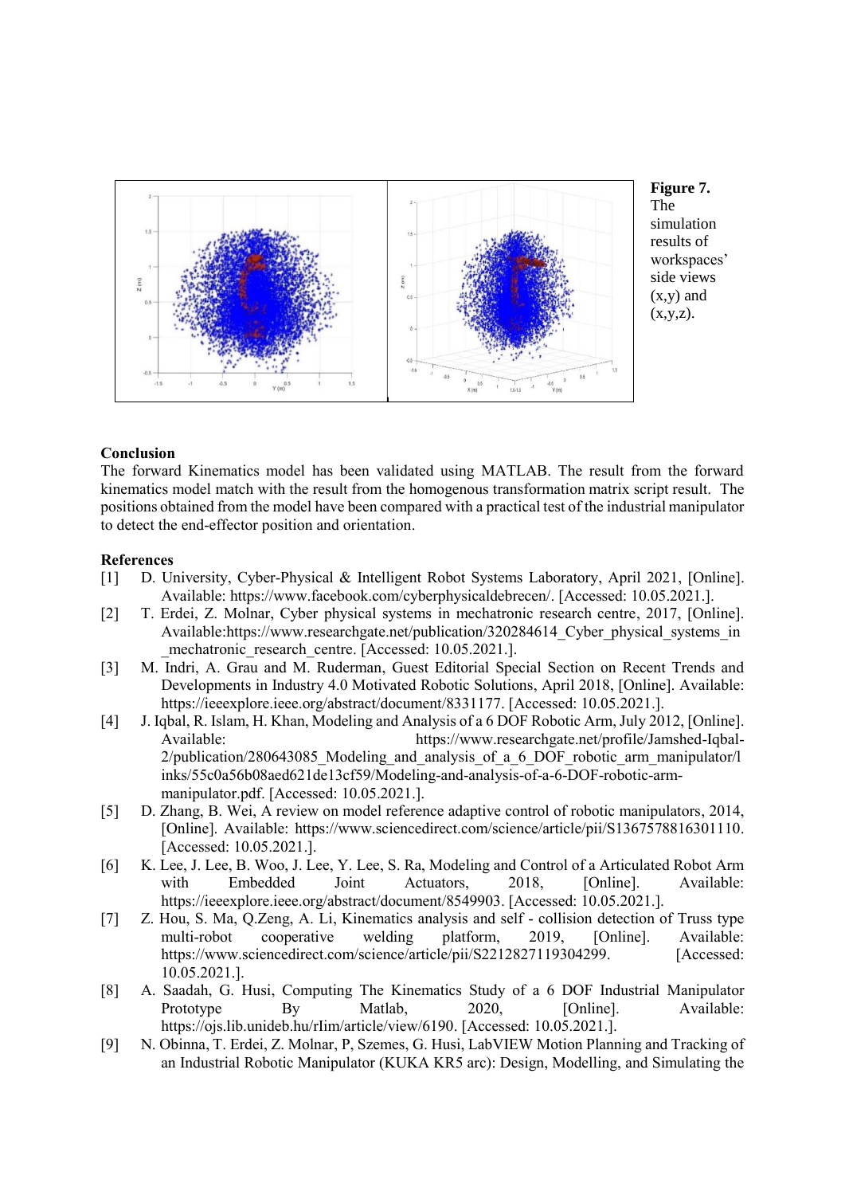**Figure 7.** The simulation results of workspaces' side views (x,y) and (x,y,z).

**Conclusion**

The forward Kinematics model has been validated using MATLAB. The result from the forward kinematics model match with the result from the homogenous transformation matrix script result. The positions obtained from the model have been compared with a practical test of the industrial manipulator to detect the end-effector position and orientation.

**References**

[1] D. University, Cyber-Physical & Intelligent Robot Systems Laboratory, April 2021, [Online]. Available: https://www.facebook.com/cyberphysicaldebrecen/. [Accessed: 10.05.2021.].

[2] T. Erdei, Z. Molnar, Cyber physical systems in mechatronic research centre, 2017, [Online]. Available:https://www.researchgate.net/publication/320284614_Cyber_physical_systems_in_mechatronic_research_centre. [Accessed: 10.05.2021.].

[3] M. Indri, A. Grau and M. Ruderman, Guest Editorial Special Section on Recent Trends and Developments in Industry 4.0 Motivated Robotic Solutions, April 2018, [Online]. Available: https://ieeexplore.ieee.org/abstract/document/8331177. [Accessed: 10.05.2021.].

[4] J. Iqbal, R. Islam, H. Khan, Modeling and Analysis of a 6 DOF Robotic Arm, July 2012, [Online]. Available: https://www.researchgate.net/profile/Jamshed-Iqbal-2/publication/280643085_Modeling_and_analysis_of_a_6_DOF_robotic_arm_manipulator/links/55c0a56b08aed621de13cf59/Modeling-and-analysis-of-a-6-DOF-robotic-arm-manipulator.pdf. [Accessed: 10.05.2021.].

[5] D. Zhang, B. Wei, A review on model reference adaptive control of robotic manipulators, 2014, [Online]. Available: https://www.sciencedirect.com/science/article/pii/S1367578816301110. [Accessed: 10.05.2021.].

[6] K. Lee, J. Lee, B. Woo, J. Lee, Y. Lee, S. Ra, Modeling and Control of a Articulated Robot Arm with Embedded Joint Actuators, 2018, [Online]. Available: https://ieeexplore.ieee.org/abstract/document/8549903. [Accessed: 10.05.2021.].

[7] Z. Hou, S. Ma, Q.Zeng, A. Li, Kinematics analysis and self - collision detection of Truss type multi-robot cooperative welding platform, 2019, [Online]. Available: https://www.sciencedirect.com/science/article/pii/S2212827119304299. [Accessed: 10.05.2021.].

[8] A. Saadah, G. Husi, Computing The Kinematics Study of a 6 DOF Industrial Manipulator Prototype By Matlab, 2020, [Online]. Available: https://ojs.lib.unideb.hu/rIim/article/view/6190. [Accessed: 10.05.2021.].

[9] N. Obinna, T. Erdei, Z. Molnar, P, Szemes, G. Husi, LabVIEW Motion Planning and Tracking of an Industrial Robotic Manipulator (KUKA KR5 arc): Design, Modelling, and Simulating the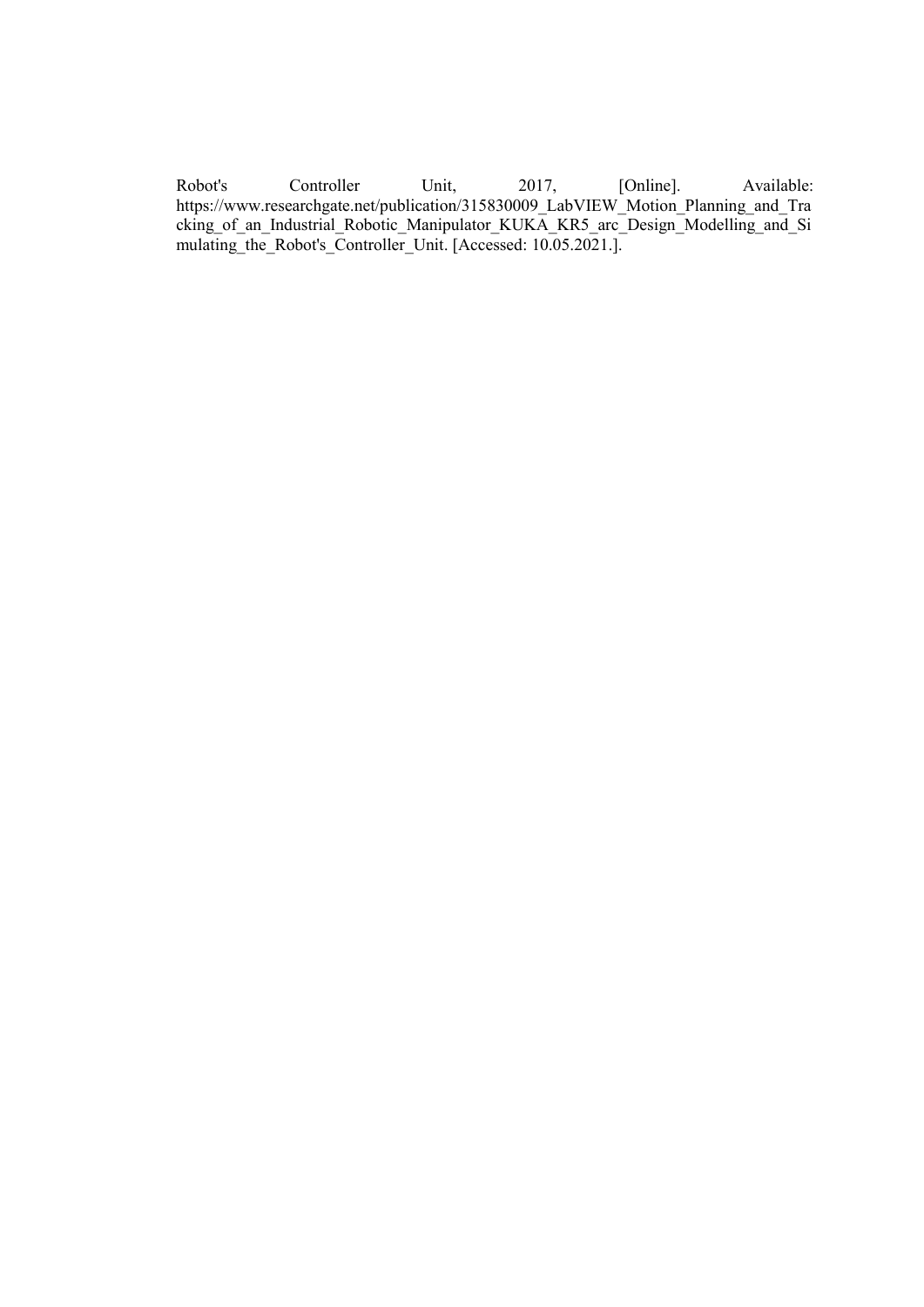Robot's Controller Unit, 2017, [Online]. Available: https://www.researchgate.net/publication/315830009_LabVIEW_Motion_Planning_and_Tracking_of_an_Industrial_Robotic_Manipulator_KUKA_KR5_arc_Design_Modelling_and_Simulating_the_Robot's_Controller_Unit. [Accessed: 10.05.2021.].